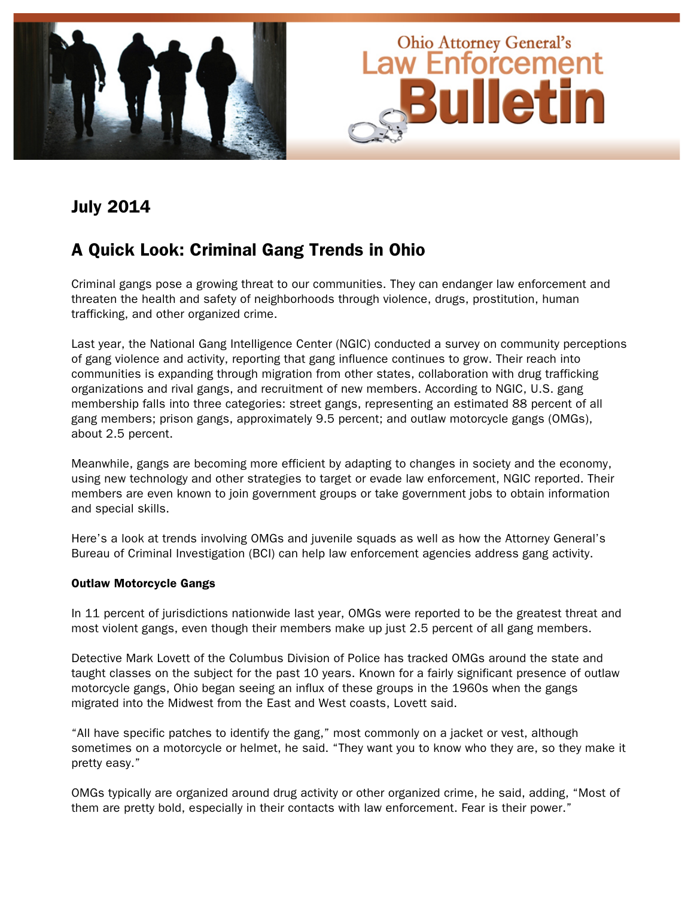Ohio Attorney General's Law Enforcement Bulletin

## July 2014

# A Quick Look: Criminal Gang Trends in Ohio

Criminal gangs pose a growing threat to our communities. They can endanger law enforcement and threaten the health and safety of neighborhoods through violence, drugs, prostitution, human trafficking, and other organized crime.

Last year, the National Gang Intelligence Center (NGIC) conducted a survey on community perceptions of gang violence and activity, reporting that gang influence continues to grow. Their reach into communities is expanding through migration from other states, collaboration with drug trafficking organizations and rival gangs, and recruitment of new members. According to NGIC, U.S. gang membership falls into three categories: street gangs, representing an estimated 88 percent of all gang members; prison gangs, approximately 9.5 percent; and outlaw motorcycle gangs (OMGs), about 2.5 percent.

Meanwhile, gangs are becoming more efficient by adapting to changes in society and the economy, using new technology and other strategies to target or evade law enforcement, NGIC reported. Their members are even known to join government groups or take government jobs to obtain information and special skills.

Here's a look at trends involving OMGs and juvenile squads as well as how the Attorney General's Bureau of Criminal Investigation (BCI) can help law enforcement agencies address gang activity.

**Outlaw Motorcycle Gangs**

In 11 percent of jurisdictions nationwide last year, OMGs were reported to be the greatest threat and most violent gangs, even though their members make up just 2.5 percent of all gang members.

Detective Mark Lovett of the Columbus Division of Police has tracked OMGs around the state and taught classes on the subject for the past 10 years. Known for a fairly significant presence of outlaw motorcycle gangs, Ohio began seeing an influx of these groups in the 1960s when the gangs migrated into the Midwest from the East and West coasts, Lovett said.

"All have specific patches to identify the gang," most commonly on a jacket or vest, although sometimes on a motorcycle or helmet, he said. "They want you to know who they are, so they make it pretty easy."

OMGs typically are organized around drug activity or other organized crime, he said, adding, "Most of them are pretty bold, especially in their contacts with law enforcement. Fear is their power."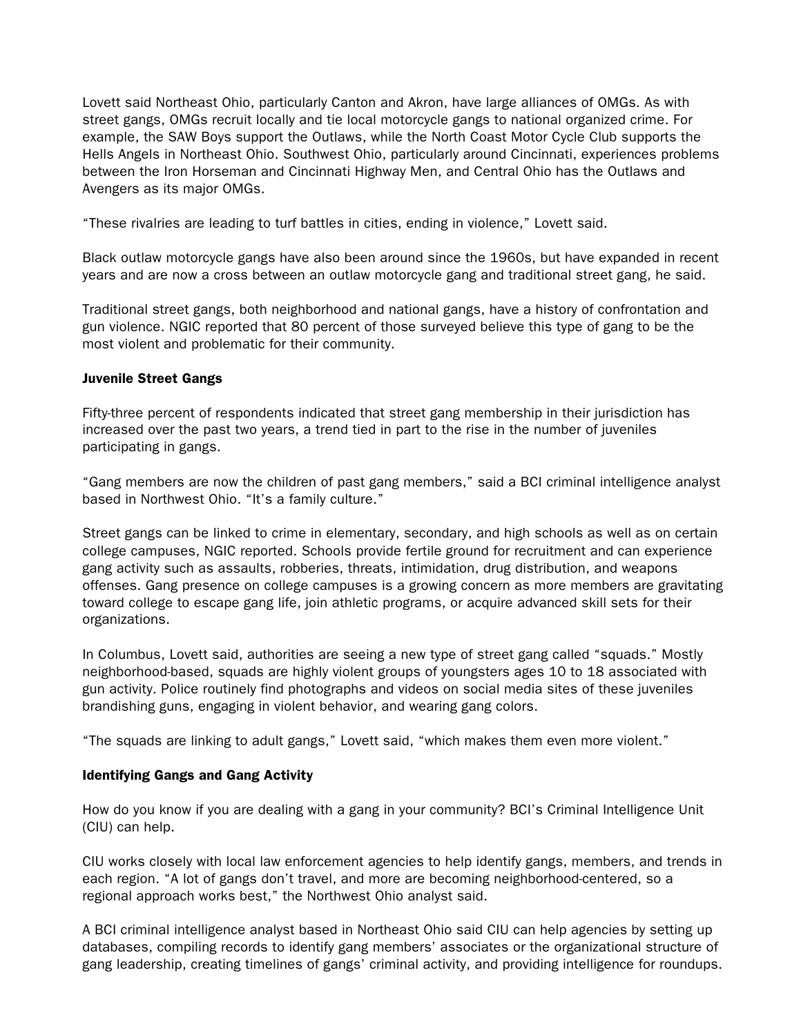Lovett said Northeast Ohio, particularly Canton and Akron, have large alliances of OMGs. As with street gangs, OMGs recruit locally and tie local motorcycle gangs to national organized crime. For example, the SAW Boys support the Outlaws, while the North Coast Motor Cycle Club supports the Hells Angels in Northeast Ohio. Southwest Ohio, particularly around Cincinnati, experiences problems between the Iron Horseman and Cincinnati Highway Men, and Central Ohio has the Outlaws and Avengers as its major OMGs.

"These rivalries are leading to turf battles in cities, ending in violence," Lovett said.

Black outlaw motorcycle gangs have also been around since the 1960s, but have expanded in recent years and are now a cross between an outlaw motorcycle gang and traditional street gang, he said.

Traditional street gangs, both neighborhood and national gangs, have a history of confrontation and gun violence. NGIC reported that 80 percent of those surveyed believe this type of gang to be the most violent and problematic for their community.

### Juvenile Street Gangs

Fifty-three percent of respondents indicated that street gang membership in their jurisdiction has increased over the past two years, a trend tied in part to the rise in the number of juveniles participating in gangs.

"Gang members are now the children of past gang members," said a BCI criminal intelligence analyst based in Northwest Ohio. "It's a family culture."

Street gangs can be linked to crime in elementary, secondary, and high schools as well as on certain college campuses, NGIC reported. Schools provide fertile ground for recruitment and can experience gang activity such as assaults, robberies, threats, intimidation, drug distribution, and weapons offenses. Gang presence on college campuses is a growing concern as more members are gravitating toward college to escape gang life, join athletic programs, or acquire advanced skill sets for their organizations.

In Columbus, Lovett said, authorities are seeing a new type of street gang called "squads." Mostly neighborhood-based, squads are highly violent groups of youngsters ages 10 to 18 associated with gun activity. Police routinely find photographs and videos on social media sites of these juveniles brandishing guns, engaging in violent behavior, and wearing gang colors.

"The squads are linking to adult gangs," Lovett said, "which makes them even more violent."

### Identifying Gangs and Gang Activity

How do you know if you are dealing with a gang in your community? BCI's Criminal Intelligence Unit (CIU) can help.

CIU works closely with local law enforcement agencies to help identify gangs, members, and trends in each region. "A lot of gangs don't travel, and more are becoming neighborhood-centered, so a regional approach works best," the Northwest Ohio analyst said.

A BCI criminal intelligence analyst based in Northeast Ohio said CIU can help agencies by setting up databases, compiling records to identify gang members' associates or the organizational structure of gang leadership, creating timelines of gangs' criminal activity, and providing intelligence for roundups.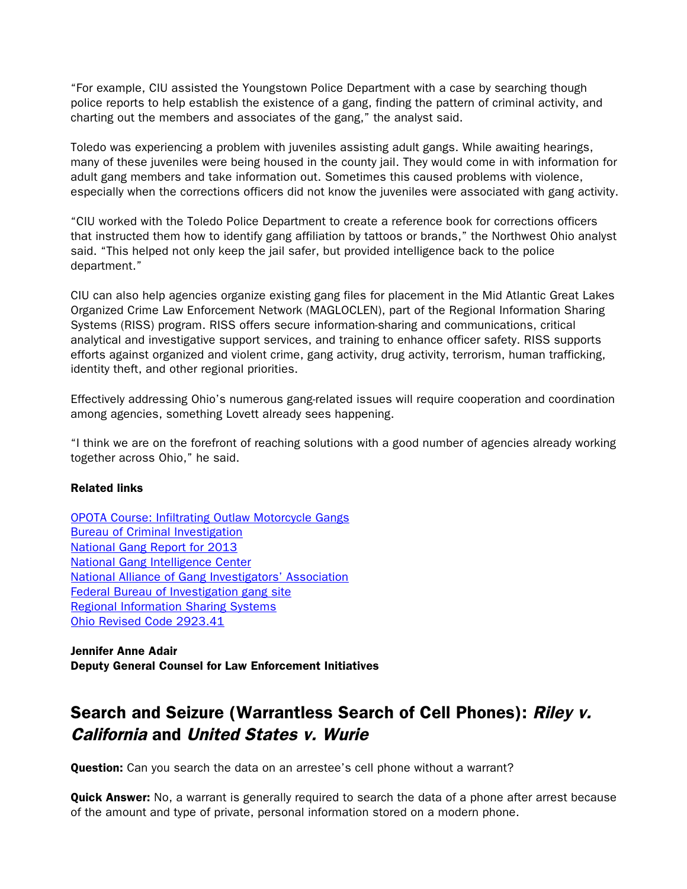"For example, CIU assisted the Youngstown Police Department with a case by searching though police reports to help establish the existence of a gang, finding the pattern of criminal activity, and charting out the members and associates of the gang," the analyst said.

Toledo was experiencing a problem with juveniles assisting adult gangs. While awaiting hearings, many of these juveniles were being housed in the county jail. They would come in with information for adult gang members and take information out. Sometimes this caused problems with violence, especially when the corrections officers did not know the juveniles were associated with gang activity.

"CIU worked with the Toledo Police Department to create a reference book for corrections officers that instructed them how to identify gang affiliation by tattoos or brands," the Northwest Ohio analyst said. "This helped not only keep the jail safer, but provided intelligence back to the police department."

CIU can also help agencies organize existing gang files for placement in the Mid Atlantic Great Lakes Organized Crime Law Enforcement Network (MAGLOCLEN), part of the Regional Information Sharing Systems (RISS) program. RISS offers secure information-sharing and communications, critical analytical and investigative support services, and training to enhance officer safety. RISS supports efforts against organized and violent crime, gang activity, drug activity, terrorism, human trafficking, identity theft, and other regional priorities.

Effectively addressing Ohio's numerous gang-related issues will require cooperation and coordination among agencies, something Lovett already sees happening.

"I think we are on the forefront of reaching solutions with a good number of agencies already working together across Ohio," he said.

**Related links**

OPOTA Course: Infiltrating Outlaw Motorcycle Gangs
Bureau of Criminal Investigation
National Gang Report for 2013
National Gang Intelligence Center
National Alliance of Gang Investigators' Association
Federal Bureau of Investigation gang site
Regional Information Sharing Systems
Ohio Revised Code 2923.41

**Jennifer Anne Adair**
**Deputy General Counsel for Law Enforcement Initiatives**

## Search and Seizure (Warrantless Search of Cell Phones): *Riley v. California* and *United States v. Wurie*

**Question:** Can you search the data on an arrestee's cell phone without a warrant?

**Quick Answer:** No, a warrant is generally required to search the data of a phone after arrest because of the amount and type of private, personal information stored on a modern phone.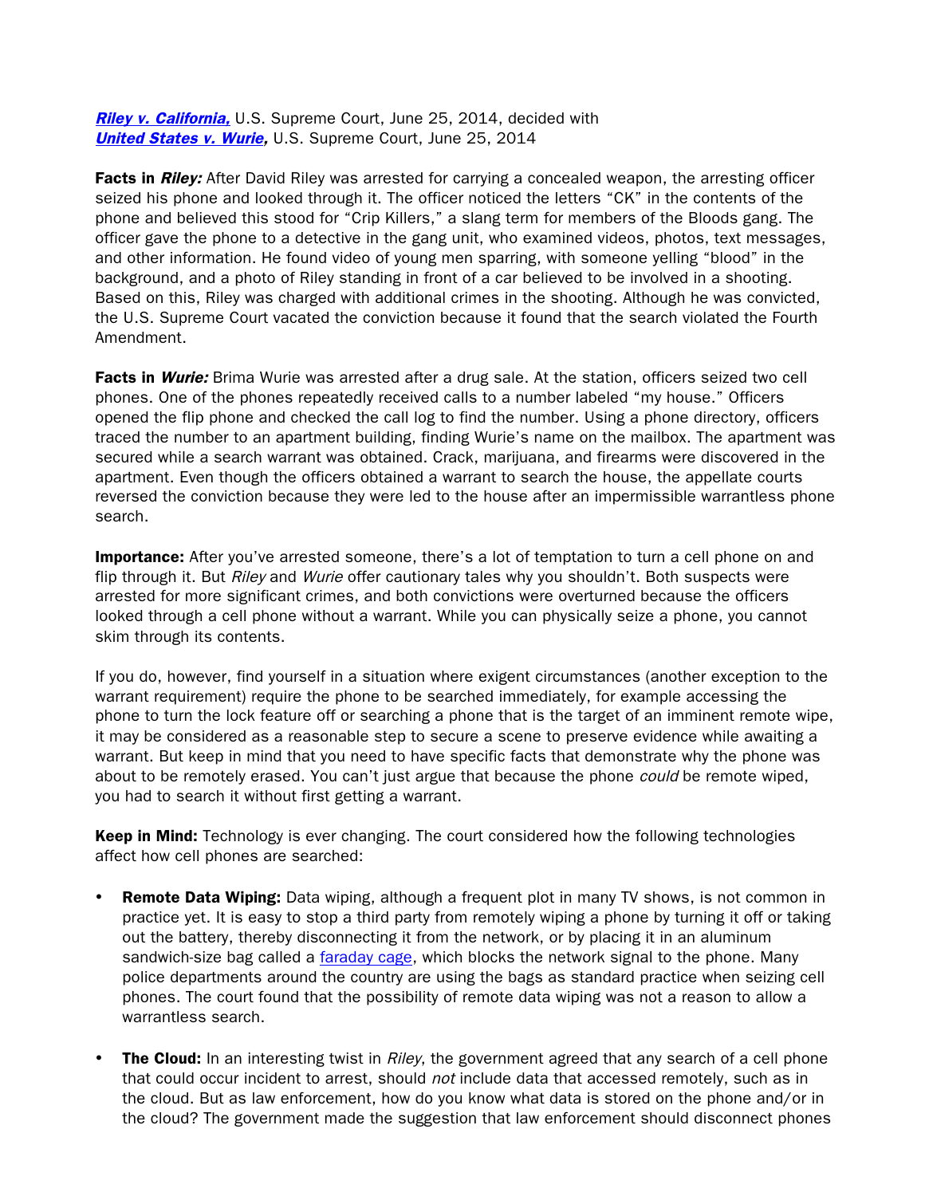***[Riley v. California,](#)*** U.S. Supreme Court, June 25, 2014, decided with
***[United States v. Wurie](#),*** U.S. Supreme Court, June 25, 2014

**Facts in *Riley:*** After David Riley was arrested for carrying a concealed weapon, the arresting officer seized his phone and looked through it. The officer noticed the letters "CK" in the contents of the phone and believed this stood for "Crip Killers," a slang term for members of the Bloods gang. The officer gave the phone to a detective in the gang unit, who examined videos, photos, text messages, and other information. He found video of young men sparring, with someone yelling "blood" in the background, and a photo of Riley standing in front of a car believed to be involved in a shooting. Based on this, Riley was charged with additional crimes in the shooting. Although he was convicted, the U.S. Supreme Court vacated the conviction because it found that the search violated the Fourth Amendment.

**Facts in *Wurie:*** Brima Wurie was arrested after a drug sale. At the station, officers seized two cell phones. One of the phones repeatedly received calls to a number labeled "my house." Officers opened the flip phone and checked the call log to find the number. Using a phone directory, officers traced the number to an apartment building, finding Wurie's name on the mailbox. The apartment was secured while a search warrant was obtained. Crack, marijuana, and firearms were discovered in the apartment. Even though the officers obtained a warrant to search the house, the appellate courts reversed the conviction because they were led to the house after an impermissible warrantless phone search.

**Importance:** After you've arrested someone, there's a lot of temptation to turn a cell phone on and flip through it. But *Riley* and *Wurie* offer cautionary tales why you shouldn't. Both suspects were arrested for more significant crimes, and both convictions were overturned because the officers looked through a cell phone without a warrant. While you can physically seize a phone, you cannot skim through its contents.

If you do, however, find yourself in a situation where exigent circumstances (another exception to the warrant requirement) require the phone to be searched immediately, for example accessing the phone to turn the lock feature off or searching a phone that is the target of an imminent remote wipe, it may be considered as a reasonable step to secure a scene to preserve evidence while awaiting a warrant. But keep in mind that you need to have specific facts that demonstrate why the phone was about to be remotely erased. You can't just argue that because the phone *could* be remote wiped, you had to search it without first getting a warrant.

**Keep in Mind:** Technology is ever changing. The court considered how the following technologies affect how cell phones are searched:

- **Remote Data Wiping:** Data wiping, although a frequent plot in many TV shows, is not common in practice yet. It is easy to stop a third party from remotely wiping a phone by turning it off or taking out the battery, thereby disconnecting it from the network, or by placing it in an aluminum sandwich-size bag called a [faraday cage](#), which blocks the network signal to the phone. Many police departments around the country are using the bags as standard practice when seizing cell phones. The court found that the possibility of remote data wiping was not a reason to allow a warrantless search.

- **The Cloud:** In an interesting twist in *Riley*, the government agreed that any search of a cell phone that could occur incident to arrest, should *not* include data that accessed remotely, such as in the cloud. But as law enforcement, how do you know what data is stored on the phone and/or in the cloud? The government made the suggestion that law enforcement should disconnect phones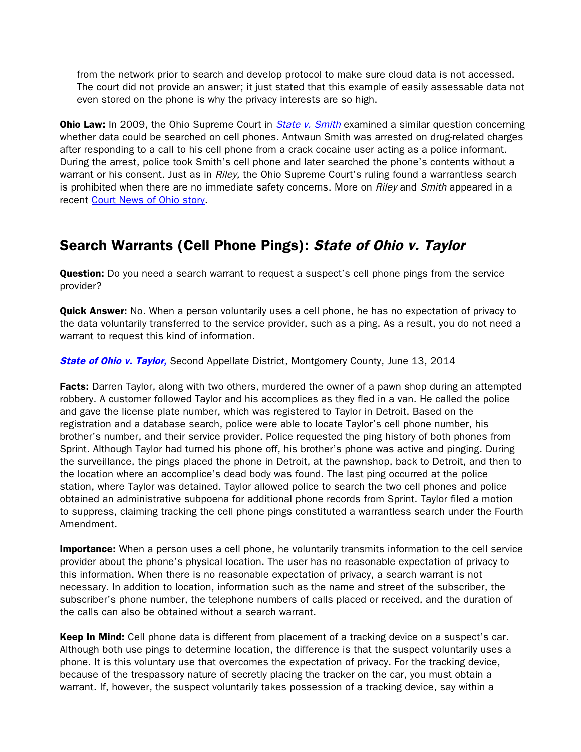from the network prior to search and develop protocol to make sure cloud data is not accessed. The court did not provide an answer; it just stated that this example of easily assessable data not even stored on the phone is why the privacy interests are so high.

**Ohio Law:** In 2009, the Ohio Supreme Court in [*State v. Smith*]() examined a similar question concerning whether data could be searched on cell phones. Antwaun Smith was arrested on drug-related charges after responding to a call to his cell phone from a crack cocaine user acting as a police informant. During the arrest, police took Smith's cell phone and later searched the phone's contents without a warrant or his consent. Just as in *Riley,* the Ohio Supreme Court's ruling found a warrantless search is prohibited when there are no immediate safety concerns. More on *Riley* and *Smith* appeared in a recent [Court News of Ohio story]().

## Search Warrants (Cell Phone Pings): *State of Ohio v. Taylor*

**Question:** Do you need a search warrant to request a suspect's cell phone pings from the service provider?

**Quick Answer:** No. When a person voluntarily uses a cell phone, he has no expectation of privacy to the data voluntarily transferred to the service provider, such as a ping. As a result, you do not need a warrant to request this kind of information.

[***State of Ohio v. Taylor,***]() Second Appellate District, Montgomery County, June 13, 2014

**Facts:** Darren Taylor, along with two others, murdered the owner of a pawn shop during an attempted robbery. A customer followed Taylor and his accomplices as they fled in a van. He called the police and gave the license plate number, which was registered to Taylor in Detroit. Based on the registration and a database search, police were able to locate Taylor's cell phone number, his brother's number, and their service provider. Police requested the ping history of both phones from Sprint. Although Taylor had turned his phone off, his brother's phone was active and pinging. During the surveillance, the pings placed the phone in Detroit, at the pawnshop, back to Detroit, and then to the location where an accomplice's dead body was found. The last ping occurred at the police station, where Taylor was detained. Taylor allowed police to search the two cell phones and police obtained an administrative subpoena for additional phone records from Sprint. Taylor filed a motion to suppress, claiming tracking the cell phone pings constituted a warrantless search under the Fourth Amendment.

**Importance:** When a person uses a cell phone, he voluntarily transmits information to the cell service provider about the phone's physical location. The user has no reasonable expectation of privacy to this information. When there is no reasonable expectation of privacy, a search warrant is not necessary. In addition to location, information such as the name and street of the subscriber, the subscriber's phone number, the telephone numbers of calls placed or received, and the duration of the calls can also be obtained without a search warrant.

**Keep In Mind:** Cell phone data is different from placement of a tracking device on a suspect's car. Although both use pings to determine location, the difference is that the suspect voluntarily uses a phone. It is this voluntary use that overcomes the expectation of privacy. For the tracking device, because of the trespassory nature of secretly placing the tracker on the car, you must obtain a warrant. If, however, the suspect voluntarily takes possession of a tracking device, say within a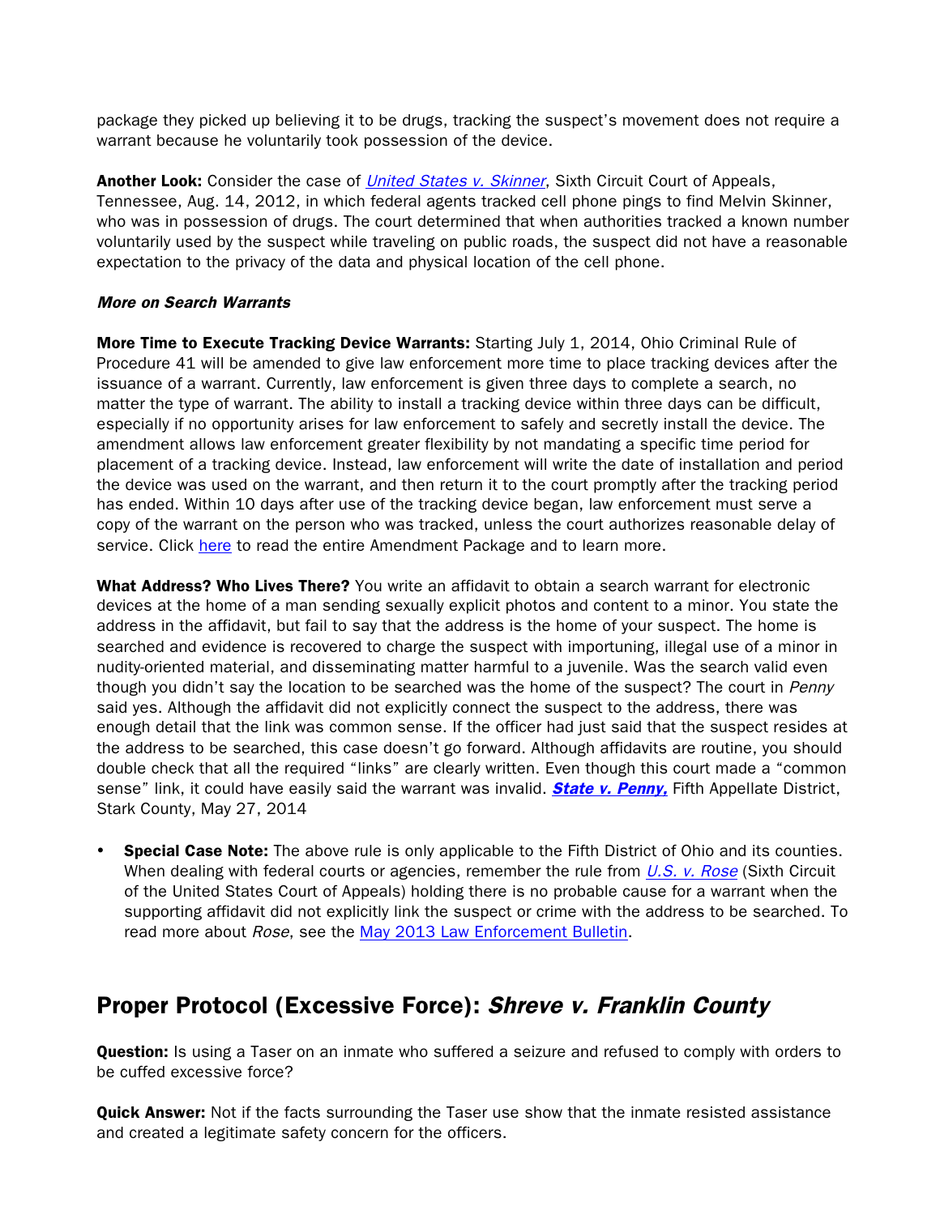package they picked up believing it to be drugs, tracking the suspect's movement does not require a warrant because he voluntarily took possession of the device.

**Another Look:** Consider the case of *United States v. Skinner*, Sixth Circuit Court of Appeals, Tennessee, Aug. 14, 2012, in which federal agents tracked cell phone pings to find Melvin Skinner, who was in possession of drugs. The court determined that when authorities tracked a known number voluntarily used by the suspect while traveling on public roads, the suspect did not have a reasonable expectation to the privacy of the data and physical location of the cell phone.

***More on Search Warrants***

**More Time to Execute Tracking Device Warrants:** Starting July 1, 2014, Ohio Criminal Rule of Procedure 41 will be amended to give law enforcement more time to place tracking devices after the issuance of a warrant. Currently, law enforcement is given three days to complete a search, no matter the type of warrant. The ability to install a tracking device within three days can be difficult, especially if no opportunity arises for law enforcement to safely and secretly install the device. The amendment allows law enforcement greater flexibility by not mandating a specific time period for placement of a tracking device. Instead, law enforcement will write the date of installation and period the device was used on the warrant, and then return it to the court promptly after the tracking period has ended. Within 10 days after use of the tracking device began, law enforcement must serve a copy of the warrant on the person who was tracked, unless the court authorizes reasonable delay of service. Click here to read the entire Amendment Package and to learn more.

**What Address? Who Lives There?** You write an affidavit to obtain a search warrant for electronic devices at the home of a man sending sexually explicit photos and content to a minor. You state the address in the affidavit, but fail to say that the address is the home of your suspect. The home is searched and evidence is recovered to charge the suspect with importuning, illegal use of a minor in nudity-oriented material, and disseminating matter harmful to a juvenile. Was the search valid even though you didn't say the location to be searched was the home of the suspect? The court in *Penny* said yes. Although the affidavit did not explicitly connect the suspect to the address, there was enough detail that the link was common sense. If the officer had just said that the suspect resides at the address to be searched, this case doesn't go forward. Although affidavits are routine, you should double check that all the required "links" are clearly written. Even though this court made a "common sense" link, it could have easily said the warrant was invalid. ***State v. Penny,*** Fifth Appellate District, Stark County, May 27, 2014

- **Special Case Note:** The above rule is only applicable to the Fifth District of Ohio and its counties. When dealing with federal courts or agencies, remember the rule from *U.S. v. Rose* (Sixth Circuit of the United States Court of Appeals) holding there is no probable cause for a warrant when the supporting affidavit did not explicitly link the suspect or crime with the address to be searched. To read more about *Rose*, see the May 2013 Law Enforcement Bulletin.

## Proper Protocol (Excessive Force): *Shreve v. Franklin County*

**Question:** Is using a Taser on an inmate who suffered a seizure and refused to comply with orders to be cuffed excessive force?

**Quick Answer:** Not if the facts surrounding the Taser use show that the inmate resisted assistance and created a legitimate safety concern for the officers.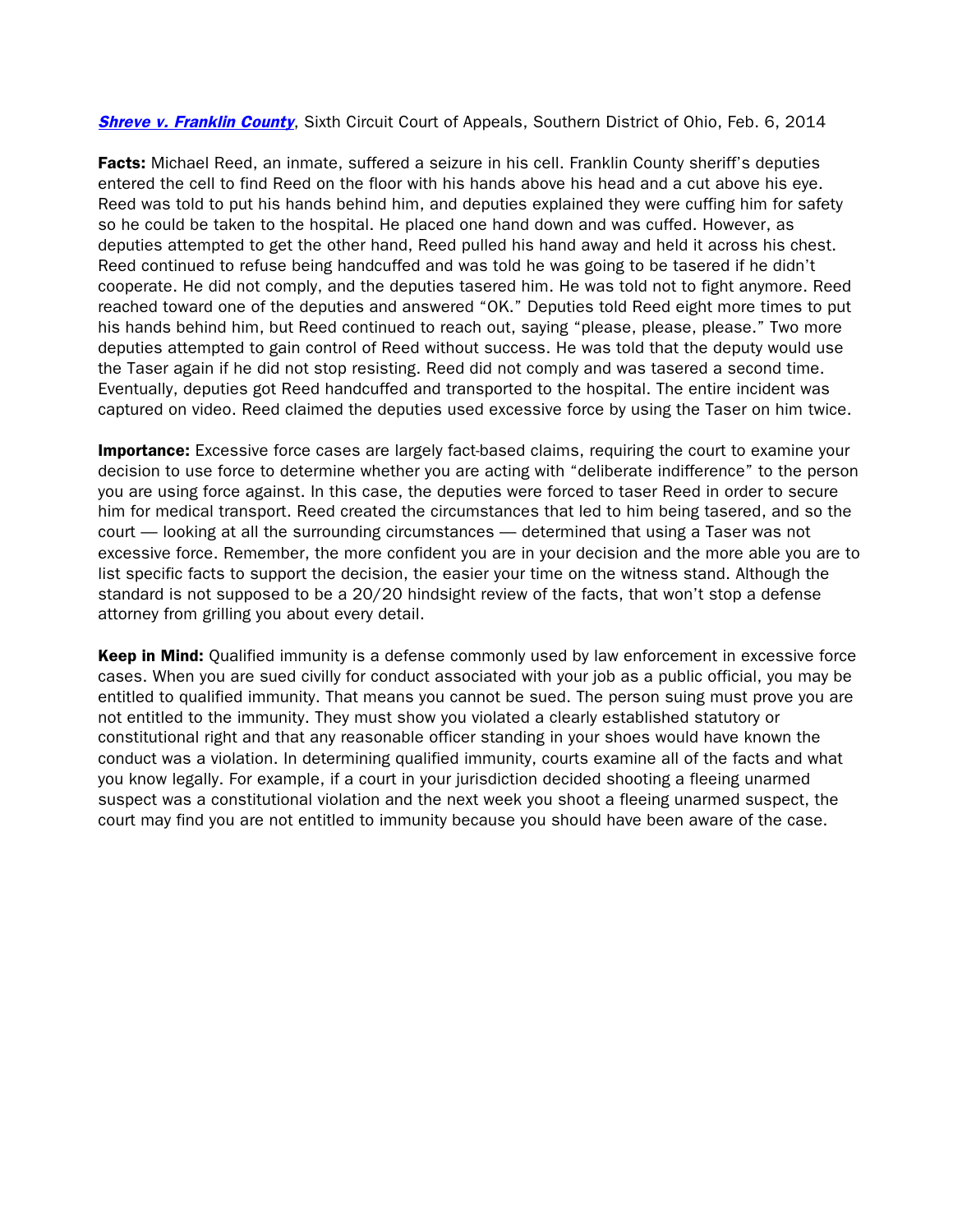***Shreve v. Franklin County***, Sixth Circuit Court of Appeals, Southern District of Ohio, Feb. 6, 2014

**Facts:** Michael Reed, an inmate, suffered a seizure in his cell. Franklin County sheriff's deputies entered the cell to find Reed on the floor with his hands above his head and a cut above his eye. Reed was told to put his hands behind him, and deputies explained they were cuffing him for safety so he could be taken to the hospital. He placed one hand down and was cuffed. However, as deputies attempted to get the other hand, Reed pulled his hand away and held it across his chest. Reed continued to refuse being handcuffed and was told he was going to be tasered if he didn't cooperate. He did not comply, and the deputies tasered him. He was told not to fight anymore. Reed reached toward one of the deputies and answered "OK." Deputies told Reed eight more times to put his hands behind him, but Reed continued to reach out, saying "please, please, please." Two more deputies attempted to gain control of Reed without success. He was told that the deputy would use the Taser again if he did not stop resisting. Reed did not comply and was tasered a second time. Eventually, deputies got Reed handcuffed and transported to the hospital. The entire incident was captured on video. Reed claimed the deputies used excessive force by using the Taser on him twice.

**Importance:** Excessive force cases are largely fact-based claims, requiring the court to examine your decision to use force to determine whether you are acting with "deliberate indifference" to the person you are using force against. In this case, the deputies were forced to taser Reed in order to secure him for medical transport. Reed created the circumstances that led to him being tasered, and so the court — looking at all the surrounding circumstances — determined that using a Taser was not excessive force. Remember, the more confident you are in your decision and the more able you are to list specific facts to support the decision, the easier your time on the witness stand. Although the standard is not supposed to be a 20/20 hindsight review of the facts, that won't stop a defense attorney from grilling you about every detail.

**Keep in Mind:** Qualified immunity is a defense commonly used by law enforcement in excessive force cases. When you are sued civilly for conduct associated with your job as a public official, you may be entitled to qualified immunity. That means you cannot be sued. The person suing must prove you are not entitled to the immunity. They must show you violated a clearly established statutory or constitutional right and that any reasonable officer standing in your shoes would have known the conduct was a violation. In determining qualified immunity, courts examine all of the facts and what you know legally. For example, if a court in your jurisdiction decided shooting a fleeing unarmed suspect was a constitutional violation and the next week you shoot a fleeing unarmed suspect, the court may find you are not entitled to immunity because you should have been aware of the case.